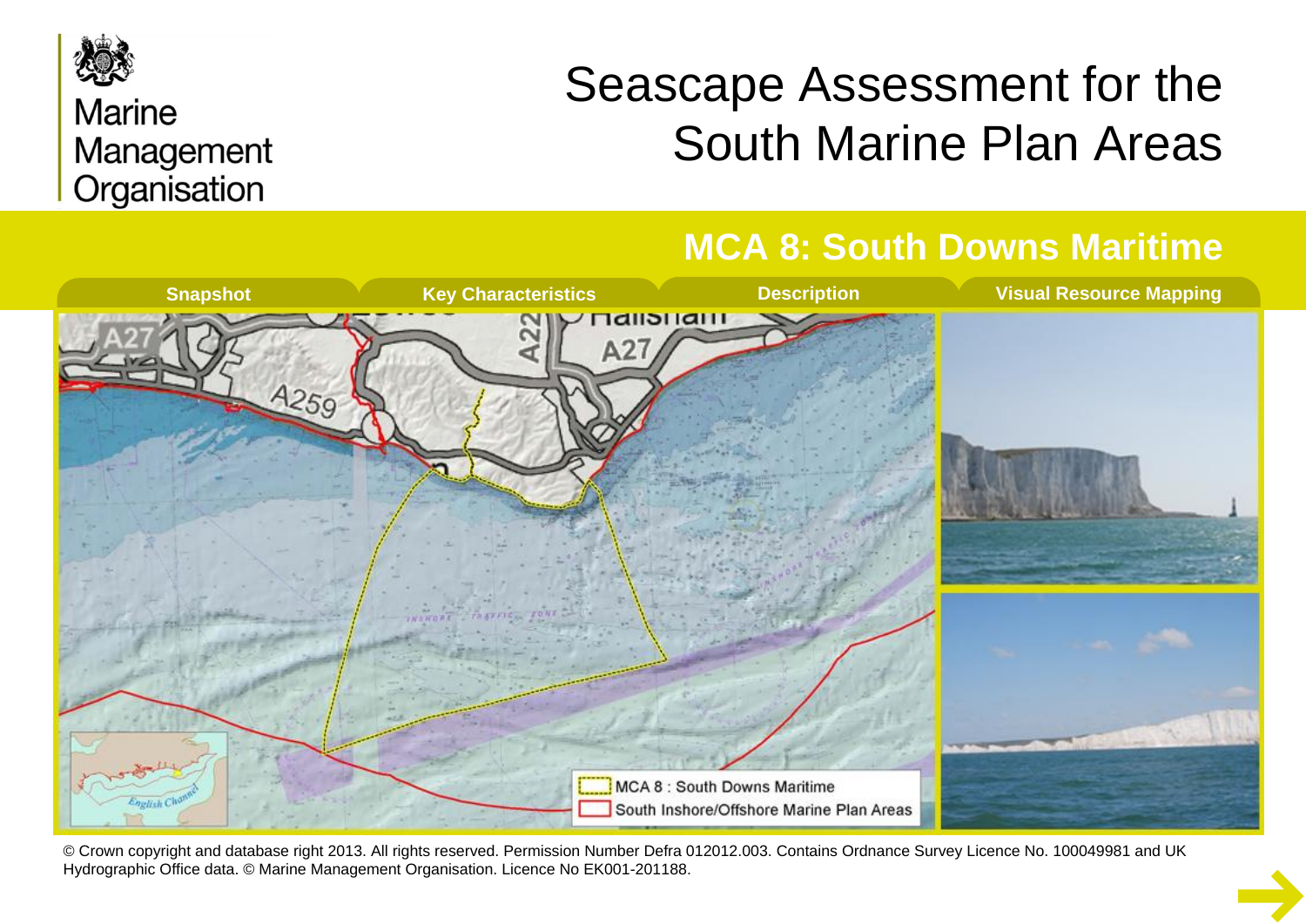Marine Management Organisation

# Seascape Assessment for the South Marine Plan Areas

## MCA 8: South Downs Maritime

Snapshot | Key Characteristics | Description | Visual Resource Mapping

MCA 8 : South Downs Maritime

South Inshore/Offshore Marine Plan Areas

© Crown copyright and database right 2013. All rights reserved. Permission Number Defra 012012.003. Contains Ordnance Survey Licence No. 100049981 and UK Hydrographic Office data. © Marine Management Organisation. Licence No EK001-201188.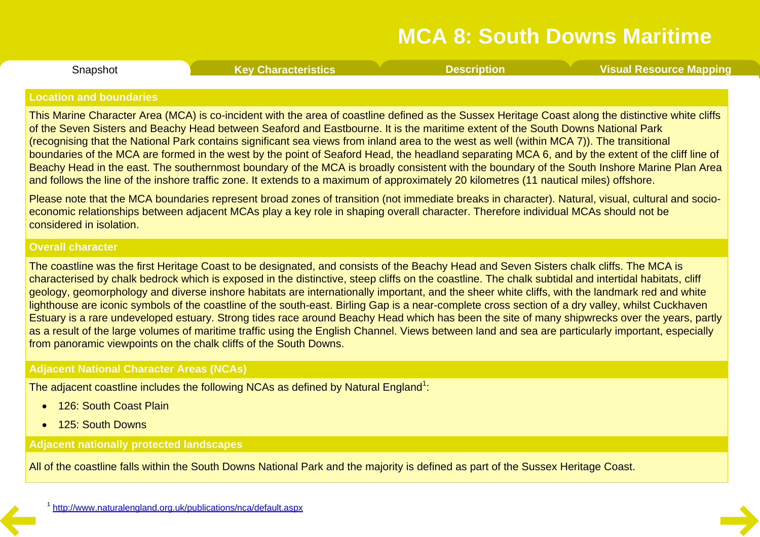# MCA 8: South Downs Maritime

Snapshot | Key Characteristics | Description | Visual Resource Mapping

## Location and boundaries

This Marine Character Area (MCA) is co-incident with the area of coastline defined as the Sussex Heritage Coast along the distinctive white cliffs of the Seven Sisters and Beachy Head between Seaford and Eastbourne. It is the maritime extent of the South Downs National Park (recognising that the National Park contains significant sea views from inland area to the west as well (within MCA 7)). The transitional boundaries of the MCA are formed in the west by the point of Seaford Head, the headland separating MCA 6, and by the extent of the cliff line of Beachy Head in the east. The southernmost boundary of the MCA is broadly consistent with the boundary of the South Inshore Marine Plan Area and follows the line of the inshore traffic zone. It extends to a maximum of approximately 20 kilometres (11 nautical miles) offshore.

Please note that the MCA boundaries represent broad zones of transition (not immediate breaks in character). Natural, visual, cultural and socio-economic relationships between adjacent MCAs play a key role in shaping overall character. Therefore individual MCAs should not be considered in isolation.

## Overall character

The coastline was the first Heritage Coast to be designated, and consists of the Beachy Head and Seven Sisters chalk cliffs. The MCA is characterised by chalk bedrock which is exposed in the distinctive, steep cliffs on the coastline. The chalk subtidal and intertidal habitats, cliff geology, geomorphology and diverse inshore habitats are internationally important, and the sheer white cliffs, with the landmark red and white lighthouse are iconic symbols of the coastline of the south-east. Birling Gap is a near-complete cross section of a dry valley, whilst Cuckhaven Estuary is a rare undeveloped estuary. Strong tides race around Beachy Head which has been the site of many shipwrecks over the years, partly as a result of the large volumes of maritime traffic using the English Channel. Views between land and sea are particularly important, especially from panoramic viewpoints on the chalk cliffs of the South Downs.

## Adjacent National Character Areas (NCAs)

The adjacent coastline includes the following NCAs as defined by Natural England[1]:

- 126: South Coast Plain
- 125: South Downs

## Adjacent nationally protected landscapes

All of the coastline falls within the South Downs National Park and the majority is defined as part of the Sussex Heritage Coast.

[1] http://www.naturalengland.org.uk/publications/nca/default.aspx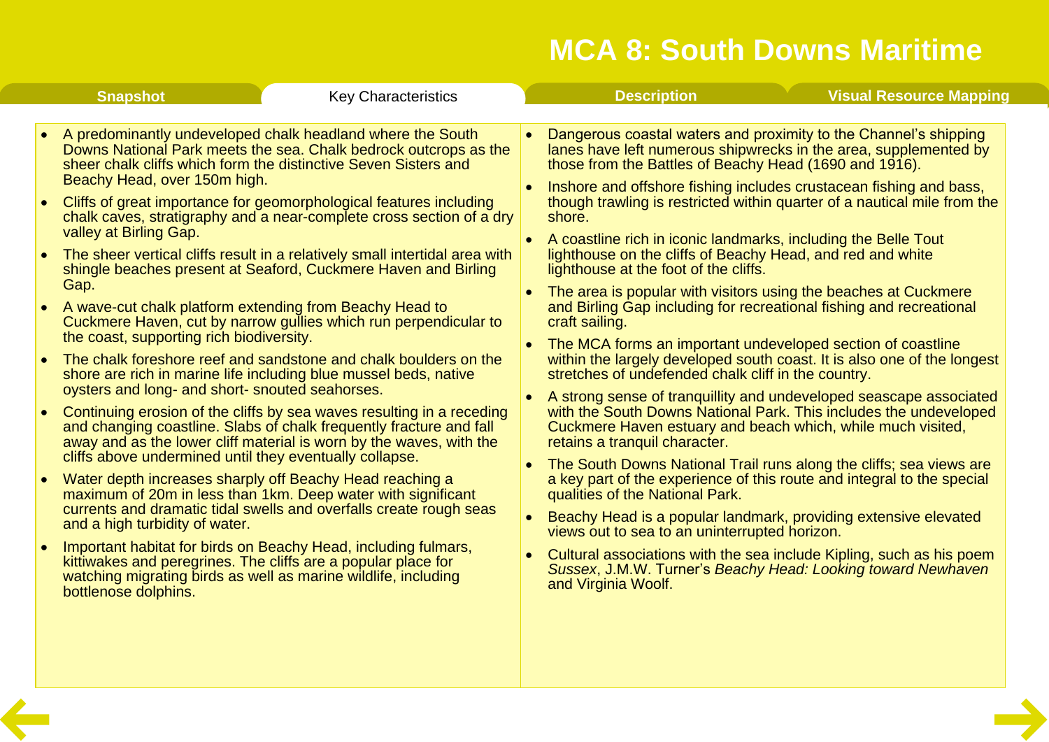# MCA 8: South Downs Maritime

## Key Characteristics

- A predominantly undeveloped chalk headland where the South Downs National Park meets the sea. Chalk bedrock outcrops as the sheer chalk cliffs which form the distinctive Seven Sisters and Beachy Head, over 150m high.
- Cliffs of great importance for geomorphological features including chalk caves, stratigraphy and a near-complete cross section of a dry valley at Birling Gap.
- The sheer vertical cliffs result in a relatively small intertidal area with shingle beaches present at Seaford, Cuckmere Haven and Birling Gap.
- A wave-cut chalk platform extending from Beachy Head to Cuckmere Haven, cut by narrow gullies which run perpendicular to the coast, supporting rich biodiversity.
- The chalk foreshore reef and sandstone and chalk boulders on the shore are rich in marine life including blue mussel beds, native oysters and long- and short- snouted seahorses.
- Continuing erosion of the cliffs by sea waves resulting in a receding and changing coastline. Slabs of chalk frequently fracture and fall away and as the lower cliff material is worn by the waves, with the cliffs above undermined until they eventually collapse.
- Water depth increases sharply off Beachy Head reaching a maximum of 20m in less than 1km. Deep water with significant currents and dramatic tidal swells and overfalls create rough seas and a high turbidity of water.
- Important habitat for birds on Beachy Head, including fulmars, kittiwakes and peregrines. The cliffs are a popular place for watching migrating birds as well as marine wildlife, including bottlenose dolphins.
- Dangerous coastal waters and proximity to the Channel's shipping lanes have left numerous shipwrecks in the area, supplemented by those from the Battles of Beachy Head (1690 and 1916).
- Inshore and offshore fishing includes crustacean fishing and bass, though trawling is restricted within quarter of a nautical mile from the shore.
- A coastline rich in iconic landmarks, including the Belle Tout lighthouse on the cliffs of Beachy Head, and red and white lighthouse at the foot of the cliffs.
- The area is popular with visitors using the beaches at Cuckmere and Birling Gap including for recreational fishing and recreational craft sailing.
- The MCA forms an important undeveloped section of coastline within the largely developed south coast. It is also one of the longest stretches of undefended chalk cliff in the country.
- A strong sense of tranquillity and undeveloped seascape associated with the South Downs National Park. This includes the undeveloped Cuckmere Haven estuary and beach which, while much visited, retains a tranquil character.
- The South Downs National Trail runs along the cliffs; sea views are a key part of the experience of this route and integral to the special qualities of the National Park.
- Beachy Head is a popular landmark, providing extensive elevated views out to sea to an uninterrupted horizon.
- Cultural associations with the sea include Kipling, such as his poem *Sussex*, J.M.W. Turner's *Beachy Head: Looking toward Newhaven* and Virginia Woolf.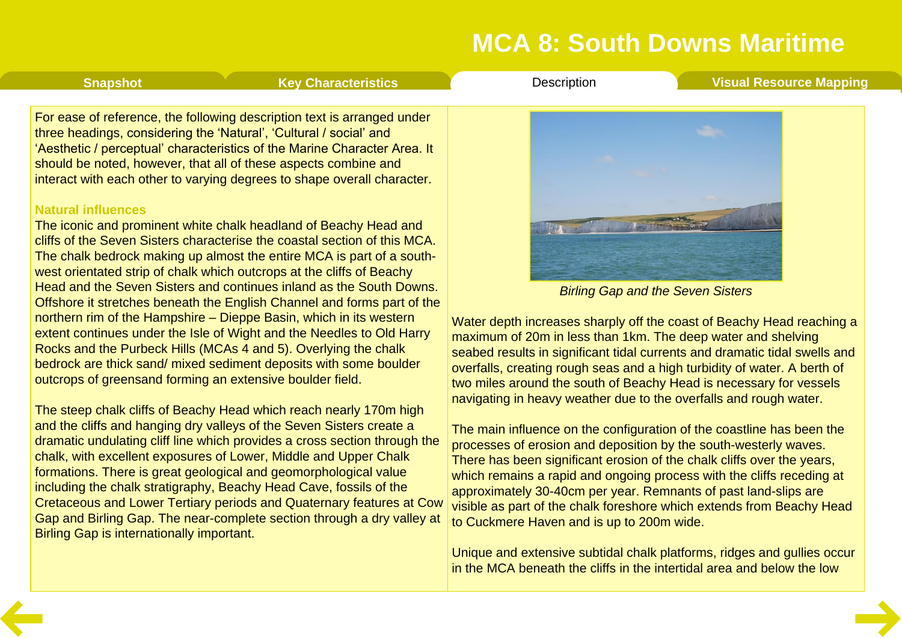# MCA 8: South Downs Maritime

Snapshot | Key Characteristics | Description | Visual Resource Mapping

For ease of reference, the following description text is arranged under three headings, considering the 'Natural', 'Cultural / social' and 'Aesthetic / perceptual' characteristics of the Marine Character Area. It should be noted, however, that all of these aspects combine and interact with each other to varying degrees to shape overall character.

### Natural influences

The iconic and prominent white chalk headland of Beachy Head and cliffs of the Seven Sisters characterise the coastal section of this MCA. The chalk bedrock making up almost the entire MCA is part of a south-west orientated strip of chalk which outcrops at the cliffs of Beachy Head and the Seven Sisters and continues inland as the South Downs. Offshore it stretches beneath the English Channel and forms part of the northern rim of the Hampshire – Dieppe Basin, which in its western extent continues under the Isle of Wight and the Needles to Old Harry Rocks and the Purbeck Hills (MCAs 4 and 5). Overlying the chalk bedrock are thick sand/ mixed sediment deposits with some boulder outcrops of greensand forming an extensive boulder field.

The steep chalk cliffs of Beachy Head which reach nearly 170m high and the cliffs and hanging dry valleys of the Seven Sisters create a dramatic undulating cliff line which provides a cross section through the chalk, with excellent exposures of Lower, Middle and Upper Chalk formations. There is great geological and geomorphological value including the chalk stratigraphy, Beachy Head Cave, fossils of the Cretaceous and Lower Tertiary periods and Quaternary features at Cow Gap and Birling Gap. The near-complete section through a dry valley at Birling Gap is internationally important.

*Birling Gap and the Seven Sisters*

Water depth increases sharply off the coast of Beachy Head reaching a maximum of 20m in less than 1km. The deep water and shelving seabed results in significant tidal currents and dramatic tidal swells and overfalls, creating rough seas and a high turbidity of water. A berth of two miles around the south of Beachy Head is necessary for vessels navigating in heavy weather due to the overfalls and rough water.

The main influence on the configuration of the coastline has been the processes of erosion and deposition by the south-westerly waves. There has been significant erosion of the chalk cliffs over the years, which remains a rapid and ongoing process with the cliffs receding at approximately 30-40cm per year. Remnants of past land-slips are visible as part of the chalk foreshore which extends from Beachy Head to Cuckmere Haven and is up to 200m wide.

Unique and extensive subtidal chalk platforms, ridges and gullies occur in the MCA beneath the cliffs in the intertidal area and below the low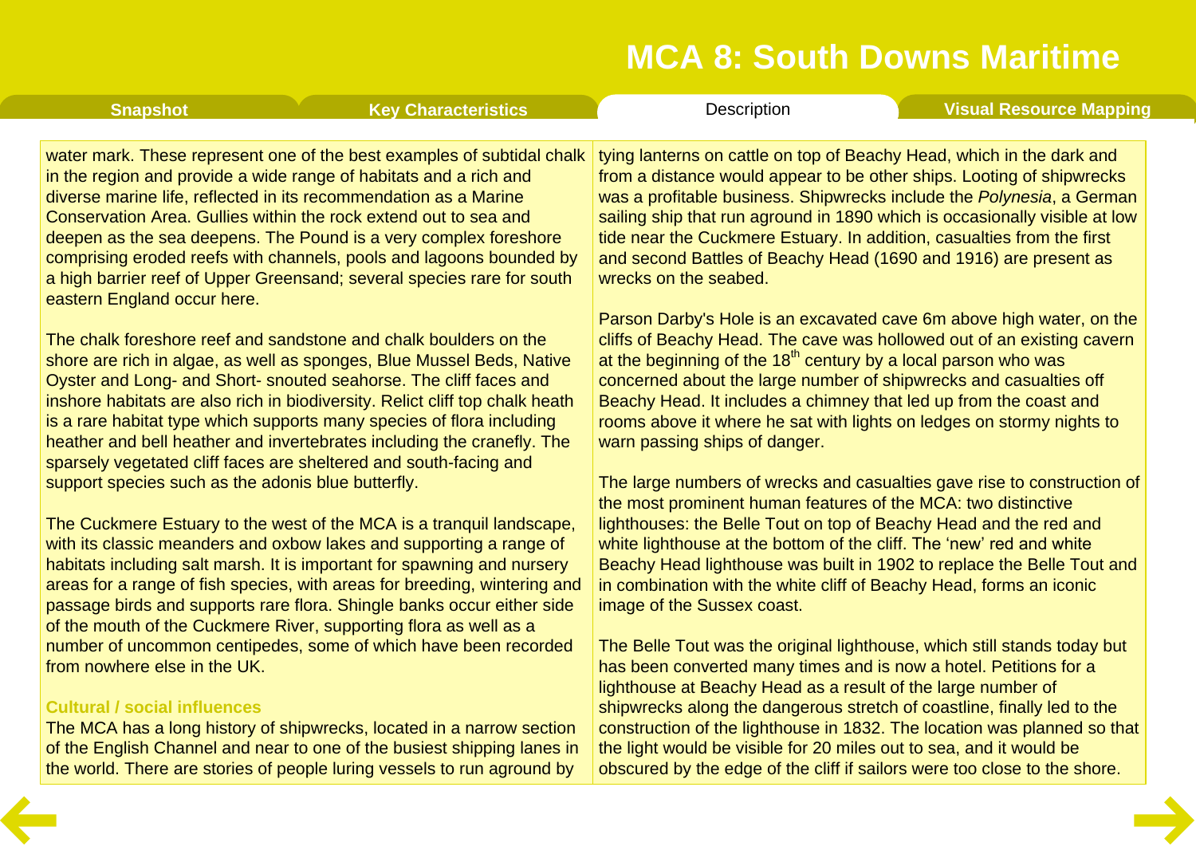water mark. These represent one of the best examples of subtidal chalk in the region and provide a wide range of habitats and a rich and diverse marine life, reflected in its recommendation as a Marine Conservation Area. Gullies within the rock extend out to sea and deepen as the sea deepens. The Pound is a very complex foreshore comprising eroded reefs with channels, pools and lagoons bounded by a high barrier reef of Upper Greensand; several species rare for south eastern England occur here.

The chalk foreshore reef and sandstone and chalk boulders on the shore are rich in algae, as well as sponges, Blue Mussel Beds, Native Oyster and Long- and Short- snouted seahorse. The cliff faces and inshore habitats are also rich in biodiversity. Relict cliff top chalk heath is a rare habitat type which supports many species of flora including heather and bell heather and invertebrates including the cranefly. The sparsely vegetated cliff faces are sheltered and south-facing and support species such as the adonis blue butterfly.

The Cuckmere Estuary to the west of the MCA is a tranquil landscape, with its classic meanders and oxbow lakes and supporting a range of habitats including salt marsh. It is important for spawning and nursery areas for a range of fish species, with areas for breeding, wintering and passage birds and supports rare flora. Shingle banks occur either side of the mouth of the Cuckmere River, supporting flora as well as a number of uncommon centipedes, some of which have been recorded from nowhere else in the UK.

### Cultural / social influences

The MCA has a long history of shipwrecks, located in a narrow section of the English Channel and near to one of the busiest shipping lanes in the world. There are stories of people luring vessels to run aground by tying lanterns on cattle on top of Beachy Head, which in the dark and from a distance would appear to be other ships. Looting of shipwrecks was a profitable business. Shipwrecks include the *Polynesia*, a German sailing ship that run aground in 1890 which is occasionally visible at low tide near the Cuckmere Estuary. In addition, casualties from the first and second Battles of Beachy Head (1690 and 1916) are present as wrecks on the seabed.

Parson Darby's Hole is an excavated cave 6m above high water, on the cliffs of Beachy Head. The cave was hollowed out of an existing cavern at the beginning of the 18th century by a local parson who was concerned about the large number of shipwrecks and casualties off Beachy Head. It includes a chimney that led up from the coast and rooms above it where he sat with lights on ledges on stormy nights to warn passing ships of danger.

The large numbers of wrecks and casualties gave rise to construction of the most prominent human features of the MCA: two distinctive lighthouses: the Belle Tout on top of Beachy Head and the red and white lighthouse at the bottom of the cliff. The 'new' red and white Beachy Head lighthouse was built in 1902 to replace the Belle Tout and in combination with the white cliff of Beachy Head, forms an iconic image of the Sussex coast.

The Belle Tout was the original lighthouse, which still stands today but has been converted many times and is now a hotel. Petitions for a lighthouse at Beachy Head as a result of the large number of shipwrecks along the dangerous stretch of coastline, finally led to the construction of the lighthouse in 1832. The location was planned so that the light would be visible for 20 miles out to sea, and it would be obscured by the edge of the cliff if sailors were too close to the shore.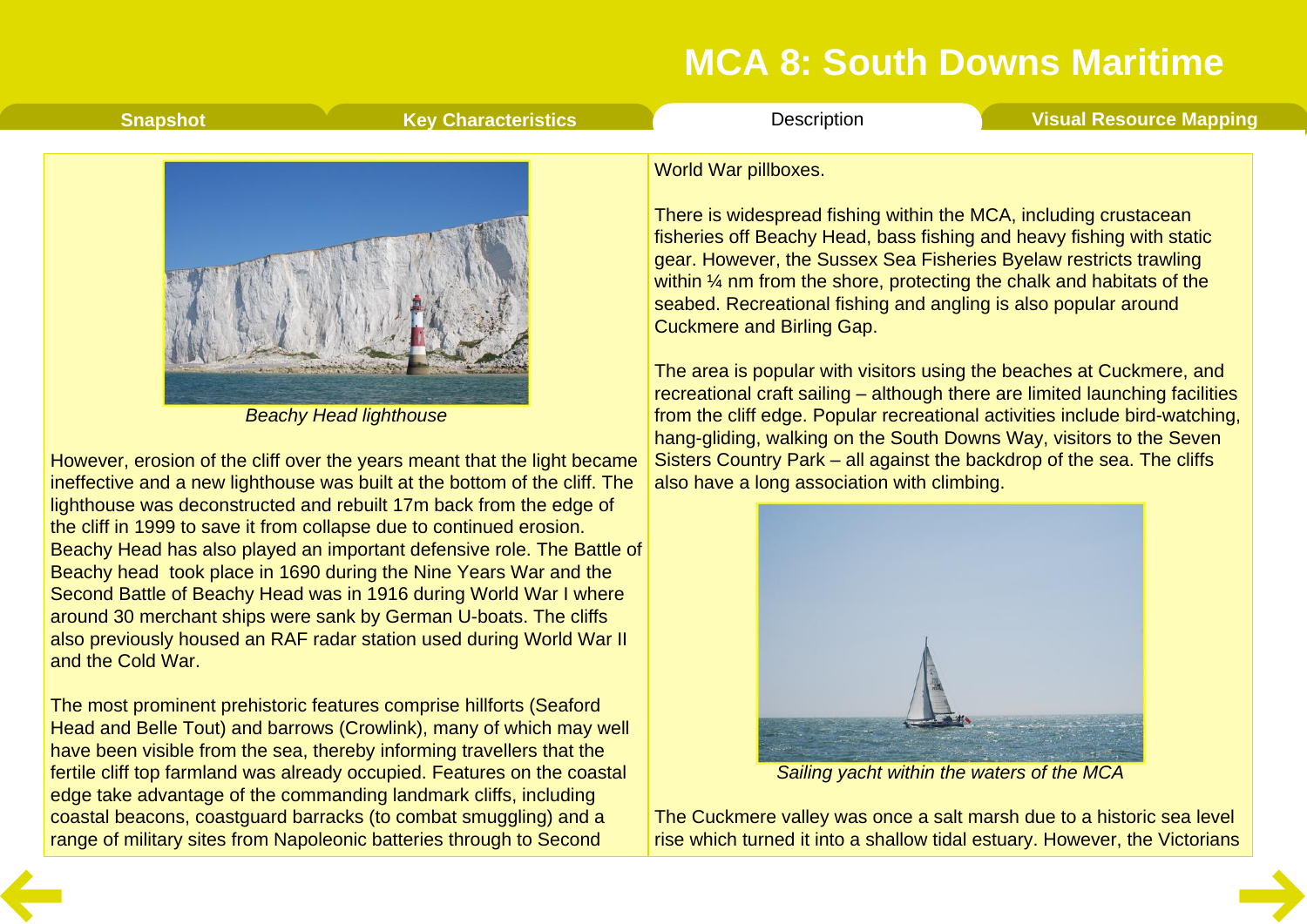# MCA 8: South Downs Maritime

Snapshot | Key Characteristics | Description | Visual Resource Mapping

*Beachy Head lighthouse*

However, erosion of the cliff over the years meant that the light became ineffective and a new lighthouse was built at the bottom of the cliff. The lighthouse was deconstructed and rebuilt 17m back from the edge of the cliff in 1999 to save it from collapse due to continued erosion. Beachy Head has also played an important defensive role. The Battle of Beachy head took place in 1690 during the Nine Years War and the Second Battle of Beachy Head was in 1916 during World War I where around 30 merchant ships were sank by German U-boats. The cliffs also previously housed an RAF radar station used during World War II and the Cold War.

The most prominent prehistoric features comprise hillforts (Seaford Head and Belle Tout) and barrows (Crowlink), many of which may well have been visible from the sea, thereby informing travellers that the fertile cliff top farmland was already occupied. Features on the coastal edge take advantage of the commanding landmark cliffs, including coastal beacons, coastguard barracks (to combat smuggling) and a range of military sites from Napoleonic batteries through to Second World War pillboxes.

There is widespread fishing within the MCA, including crustacean fisheries off Beachy Head, bass fishing and heavy fishing with static gear. However, the Sussex Sea Fisheries Byelaw restricts trawling within ¼ nm from the shore, protecting the chalk and habitats of the seabed. Recreational fishing and angling is also popular around Cuckmere and Birling Gap.

The area is popular with visitors using the beaches at Cuckmere, and recreational craft sailing – although there are limited launching facilities from the cliff edge. Popular recreational activities include bird-watching, hang-gliding, walking on the South Downs Way, visitors to the Seven Sisters Country Park – all against the backdrop of the sea. The cliffs also have a long association with climbing.

*Sailing yacht within the waters of the MCA*

The Cuckmere valley was once a salt marsh due to a historic sea level rise which turned it into a shallow tidal estuary. However, the Victorians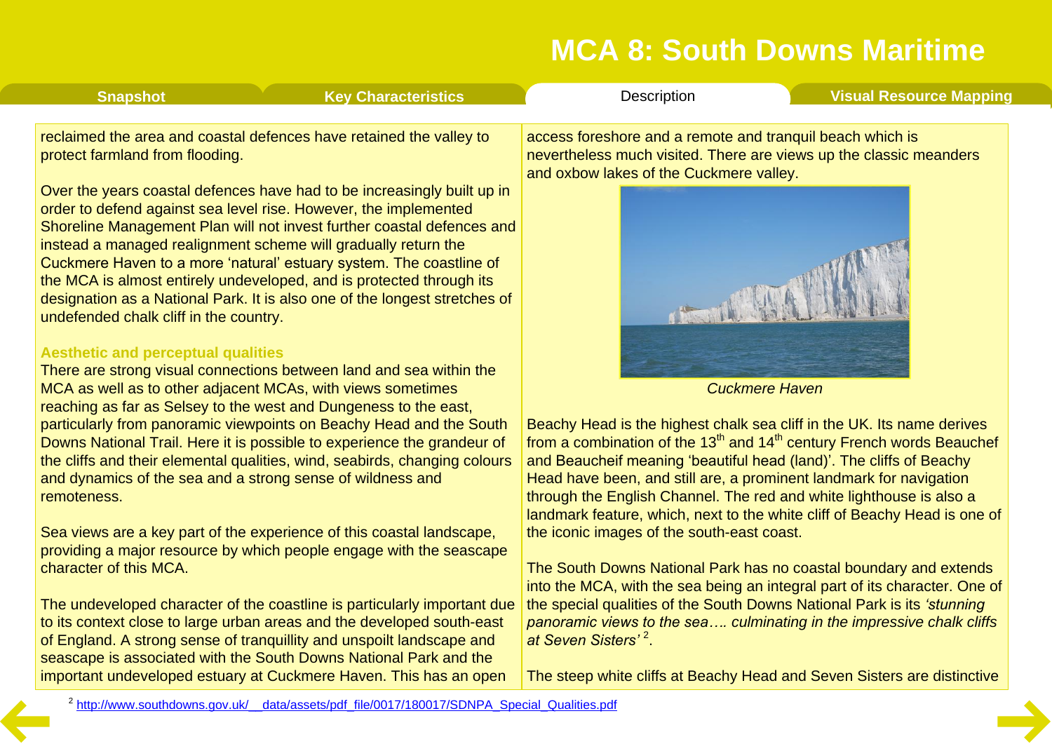reclaimed the area and coastal defences have retained the valley to protect farmland from flooding.

Over the years coastal defences have had to be increasingly built up in order to defend against sea level rise. However, the implemented Shoreline Management Plan will not invest further coastal defences and instead a managed realignment scheme will gradually return the Cuckmere Haven to a more 'natural' estuary system. The coastline of the MCA is almost entirely undeveloped, and is protected through its designation as a National Park. It is also one of the longest stretches of undefended chalk cliff in the country.

### Aesthetic and perceptual qualities

There are strong visual connections between land and sea within the MCA as well as to other adjacent MCAs, with views sometimes reaching as far as Selsey to the west and Dungeness to the east, particularly from panoramic viewpoints on Beachy Head and the South Downs National Trail. Here it is possible to experience the grandeur of the cliffs and their elemental qualities, wind, seabirds, changing colours and dynamics of the sea and a strong sense of wildness and remoteness.

Sea views are a key part of the experience of this coastal landscape, providing a major resource by which people engage with the seascape character of this MCA.

The undeveloped character of the coastline is particularly important due to its context close to large urban areas and the developed south-east of England. A strong sense of tranquillity and unspoilt landscape and seascape is associated with the South Downs National Park and the important undeveloped estuary at Cuckmere Haven. This has an open access foreshore and a remote and tranquil beach which is nevertheless much visited. There are views up the classic meanders and oxbow lakes of the Cuckmere valley.

*Cuckmere Haven*

Beachy Head is the highest chalk sea cliff in the UK. Its name derives from a combination of the 13th and 14th century French words Beauchef and Beaucheif meaning 'beautiful head (land)'. The cliffs of Beachy Head have been, and still are, a prominent landmark for navigation through the English Channel. The red and white lighthouse is also a landmark feature, which, next to the white cliff of Beachy Head is one of the iconic images of the south-east coast.

The South Downs National Park has no coastal boundary and extends into the MCA, with the sea being an integral part of its character. One of the special qualities of the South Downs National Park is its *'stunning panoramic views to the sea…. culminating in the impressive chalk cliffs at Seven Sisters'* [2].

The steep white cliffs at Beachy Head and Seven Sisters are distinctive

[2] http://www.southdowns.gov.uk/__data/assets/pdf_file/0017/180017/SDNPA_Special_Qualities.pdf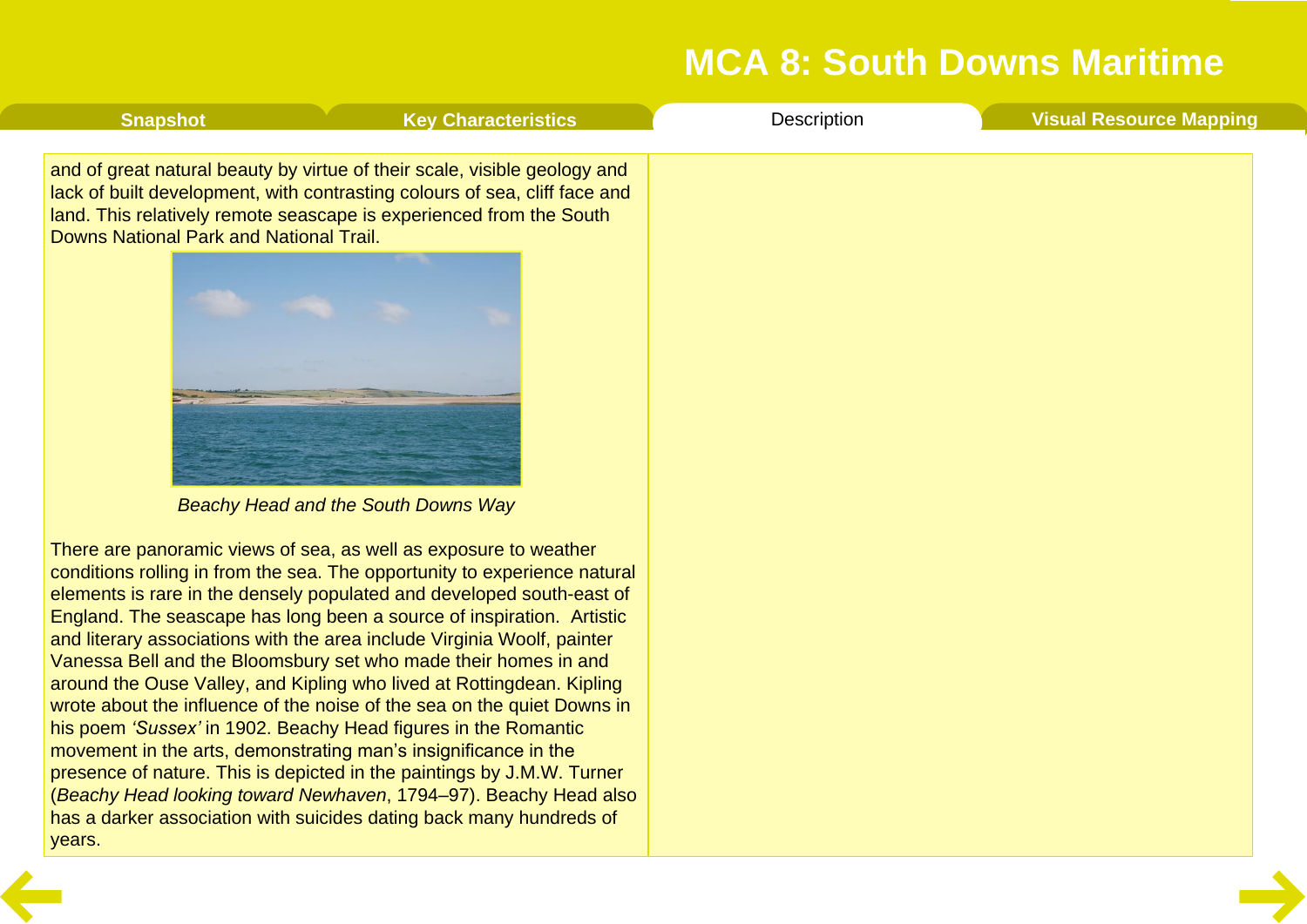and of great natural beauty by virtue of their scale, visible geology and lack of built development, with contrasting colours of sea, cliff face and land. This relatively remote seascape is experienced from the South Downs National Park and National Trail.

*Beachy Head and the South Downs Way*

There are panoramic views of sea, as well as exposure to weather conditions rolling in from the sea. The opportunity to experience natural elements is rare in the densely populated and developed south-east of England. The seascape has long been a source of inspiration. Artistic and literary associations with the area include Virginia Woolf, painter Vanessa Bell and the Bloomsbury set who made their homes in and around the Ouse Valley, and Kipling who lived at Rottingdean. Kipling wrote about the influence of the noise of the sea on the quiet Downs in his poem *'Sussex'* in 1902. Beachy Head figures in the Romantic movement in the arts, demonstrating man's insignificance in the presence of nature. This is depicted in the paintings by J.M.W. Turner (*Beachy Head looking toward Newhaven*, 1794–97). Beachy Head also has a darker association with suicides dating back many hundreds of years.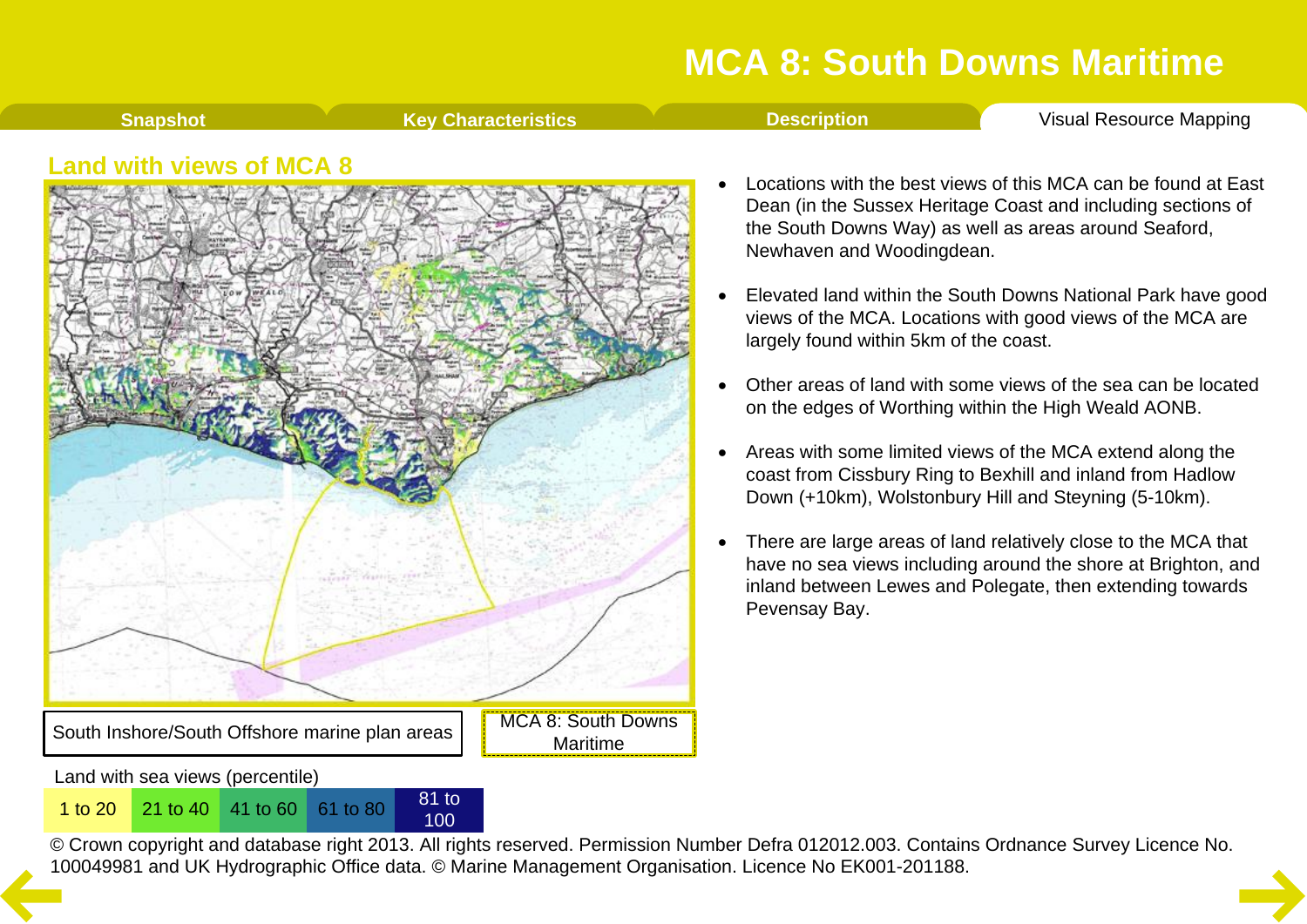# MCA 8: South Downs Maritime

Snapshot | Key Characteristics | Description | Visual Resource Mapping

## Land with views of MCA 8

South Downs Inshore/South Offshore marine plan areas

MCA 8: South Downs Maritime

Land with sea views (percentile)

| 1 to 20 | 21 to 40 | 41 to 60 | 61 to 80 | 81 to 100 |
|---|---|---|---|---|

© Crown copyright and database right 2013. All rights reserved. Permission Number Defra 012012.003. Contains Ordnance Survey Licence No. 100049981 and UK Hydrographic Office data. © Marine Management Organisation. Licence No EK001-201188.

- Locations with the best views of this MCA can be found at East Dean (in the Sussex Heritage Coast and including sections of the South Downs Way) as well as areas around Seaford, Newhaven and Woodingdean.
- Elevated land within the South Downs National Park have good views of the MCA. Locations with good views of the MCA are largely found within 5km of the coast.
- Other areas of land with some views of the sea can be located on the edges of Worthing within the High Weald AONB.
- Areas with some limited views of the MCA extend along the coast from Cissbury Ring to Bexhill and inland from Hadlow Down (+10km), Wolstonbury Hill and Steyning (5-10km).
- There are large areas of land relatively close to the MCA that have no sea views including around the shore at Brighton, and inland between Lewes and Polegate, then extending towards Pevensay Bay.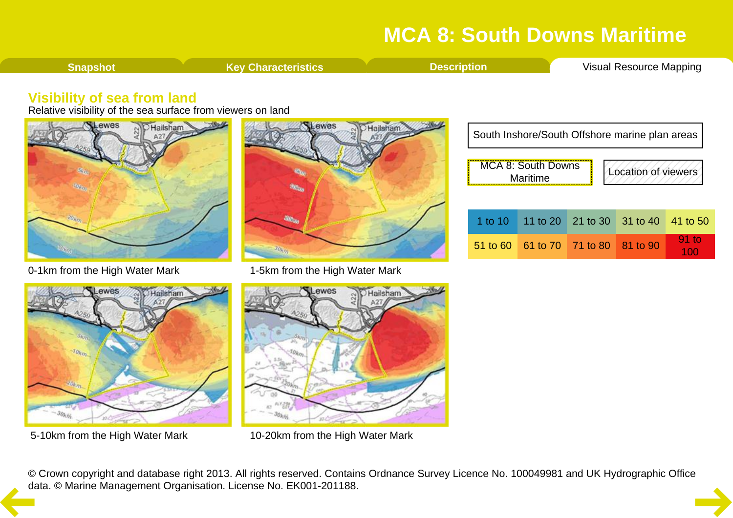# MCA 8: South Downs Maritime

Snapshot | Key Characteristics | Description | Visual Resource Mapping

## Visibility of sea from land

Relative visibility of the sea surface from viewers on land

0-1km from the High Water Mark

1-5km from the High Water Mark

5-10km from the High Water Mark

10-20km from the High Water Mark

South Inshore/South Offshore marine plan areas

MCA 8: South Downs Maritime

Location of viewers

| 1 to 10 | 11 to 20 | 21 to 30 | 31 to 40 | 41 to 50 |
|---|---|---|---|---|
| 51 to 60 | 61 to 70 | 71 to 80 | 81 to 90 | 91 to 100 |

© Crown copyright and database right 2013. All rights reserved. Contains Ordnance Survey Licence No. 100049981 and UK Hydrographic Office data. © Marine Management Organisation. License No. EK001-201188.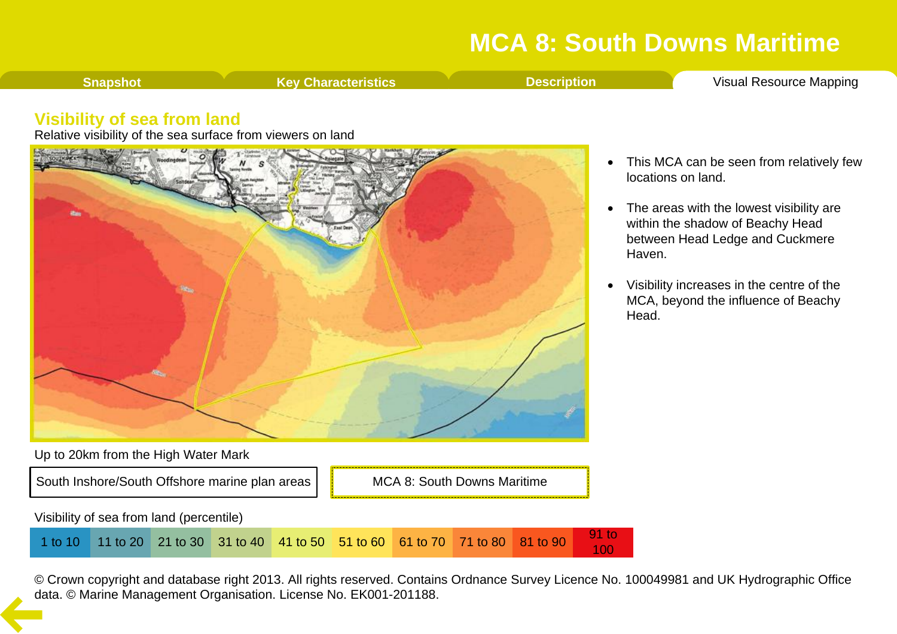# MCA 8: South Downs Maritime

Snapshot | Key Characteristics | Description | Visual Resource Mapping

## Visibility of sea from land

Relative visibility of the sea surface from viewers on land

Up to 20km from the High Water Mark

South Inshore/South Offshore marine plan areas

MCA 8: South Downs Maritime

Visibility of sea from land (percentile)

1 to 10
11 to 20
21 to 30
31 to 40
41 to 50
51 to 60
61 to 70
71 to 80
81 to 90
91 to 100

- This MCA can be seen from relatively few locations on land.
- The areas with the lowest visibility are within the shadow of Beachy Head between Head Ledge and Cuckmere Haven.
- Visibility increases in the centre of the MCA, beyond the influence of Beachy Head.

© Crown copyright and database right 2013. All rights reserved. Contains Ordnance Survey Licence No. 100049981 and UK Hydrographic Office data. © Marine Management Organisation. License No. EK001-201188.